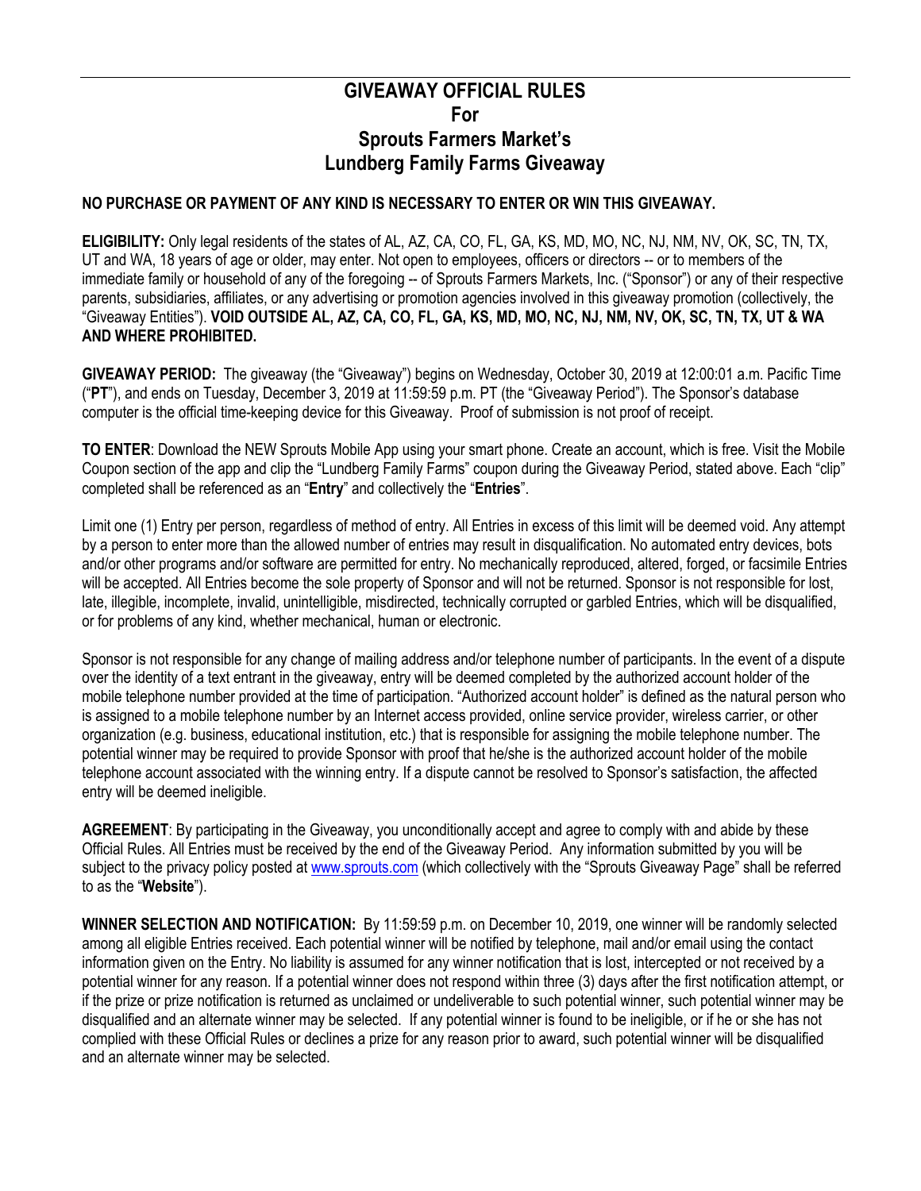# GIVEAWAY OFFICIAL RULES
# For
# Sprouts Farmers Market's
# Lundberg Family Farms Giveaway

**NO PURCHASE OR PAYMENT OF ANY KIND IS NECESSARY TO ENTER OR WIN THIS GIVEAWAY.**

**ELIGIBILITY:** Only legal residents of the states of AL, AZ, CA, CO, FL, GA, KS, MD, MO, NC, NJ, NM, NV, OK, SC, TN, TX, UT and WA, 18 years of age or older, may enter. Not open to employees, officers or directors -- or to members of the immediate family or household of any of the foregoing -- of Sprouts Farmers Markets, Inc. ("Sponsor") or any of their respective parents, subsidiaries, affiliates, or any advertising or promotion agencies involved in this giveaway promotion (collectively, the "Giveaway Entities"). **VOID OUTSIDE AL, AZ, CA, CO, FL, GA, KS, MD, MO, NC, NJ, NM, NV, OK, SC, TN, TX, UT & WA AND WHERE PROHIBITED.**

**GIVEAWAY PERIOD:** The giveaway (the "Giveaway") begins on Wednesday, October 30, 2019 at 12:00:01 a.m. Pacific Time ("**PT**"), and ends on Tuesday, December 3, 2019 at 11:59:59 p.m. PT (the "Giveaway Period"). The Sponsor's database computer is the official time-keeping device for this Giveaway. Proof of submission is not proof of receipt.

**TO ENTER**: Download the NEW Sprouts Mobile App using your smart phone. Create an account, which is free. Visit the Mobile Coupon section of the app and clip the "Lundberg Family Farms" coupon during the Giveaway Period, stated above. Each "clip" completed shall be referenced as an "**Entry**" and collectively the "**Entries**".

Limit one (1) Entry per person, regardless of method of entry. All Entries in excess of this limit will be deemed void. Any attempt by a person to enter more than the allowed number of entries may result in disqualification. No automated entry devices, bots and/or other programs and/or software are permitted for entry. No mechanically reproduced, altered, forged, or facsimile Entries will be accepted. All Entries become the sole property of Sponsor and will not be returned. Sponsor is not responsible for lost, late, illegible, incomplete, invalid, unintelligible, misdirected, technically corrupted or garbled Entries, which will be disqualified, or for problems of any kind, whether mechanical, human or electronic.

Sponsor is not responsible for any change of mailing address and/or telephone number of participants. In the event of a dispute over the identity of a text entrant in the giveaway, entry will be deemed completed by the authorized account holder of the mobile telephone number provided at the time of participation. "Authorized account holder" is defined as the natural person who is assigned to a mobile telephone number by an Internet access provided, online service provider, wireless carrier, or other organization (e.g. business, educational institution, etc.) that is responsible for assigning the mobile telephone number. The potential winner may be required to provide Sponsor with proof that he/she is the authorized account holder of the mobile telephone account associated with the winning entry. If a dispute cannot be resolved to Sponsor's satisfaction, the affected entry will be deemed ineligible.

**AGREEMENT**: By participating in the Giveaway, you unconditionally accept and agree to comply with and abide by these Official Rules. All Entries must be received by the end of the Giveaway Period. Any information submitted by you will be subject to the privacy policy posted at www.sprouts.com (which collectively with the "Sprouts Giveaway Page" shall be referred to as the "**Website**").

**WINNER SELECTION AND NOTIFICATION:** By 11:59:59 p.m. on December 10, 2019, one winner will be randomly selected among all eligible Entries received. Each potential winner will be notified by telephone, mail and/or email using the contact information given on the Entry. No liability is assumed for any winner notification that is lost, intercepted or not received by a potential winner for any reason. If a potential winner does not respond within three (3) days after the first notification attempt, or if the prize or prize notification is returned as unclaimed or undeliverable to such potential winner, such potential winner may be disqualified and an alternate winner may be selected. If any potential winner is found to be ineligible, or if he or she has not complied with these Official Rules or declines a prize for any reason prior to award, such potential winner will be disqualified and an alternate winner may be selected.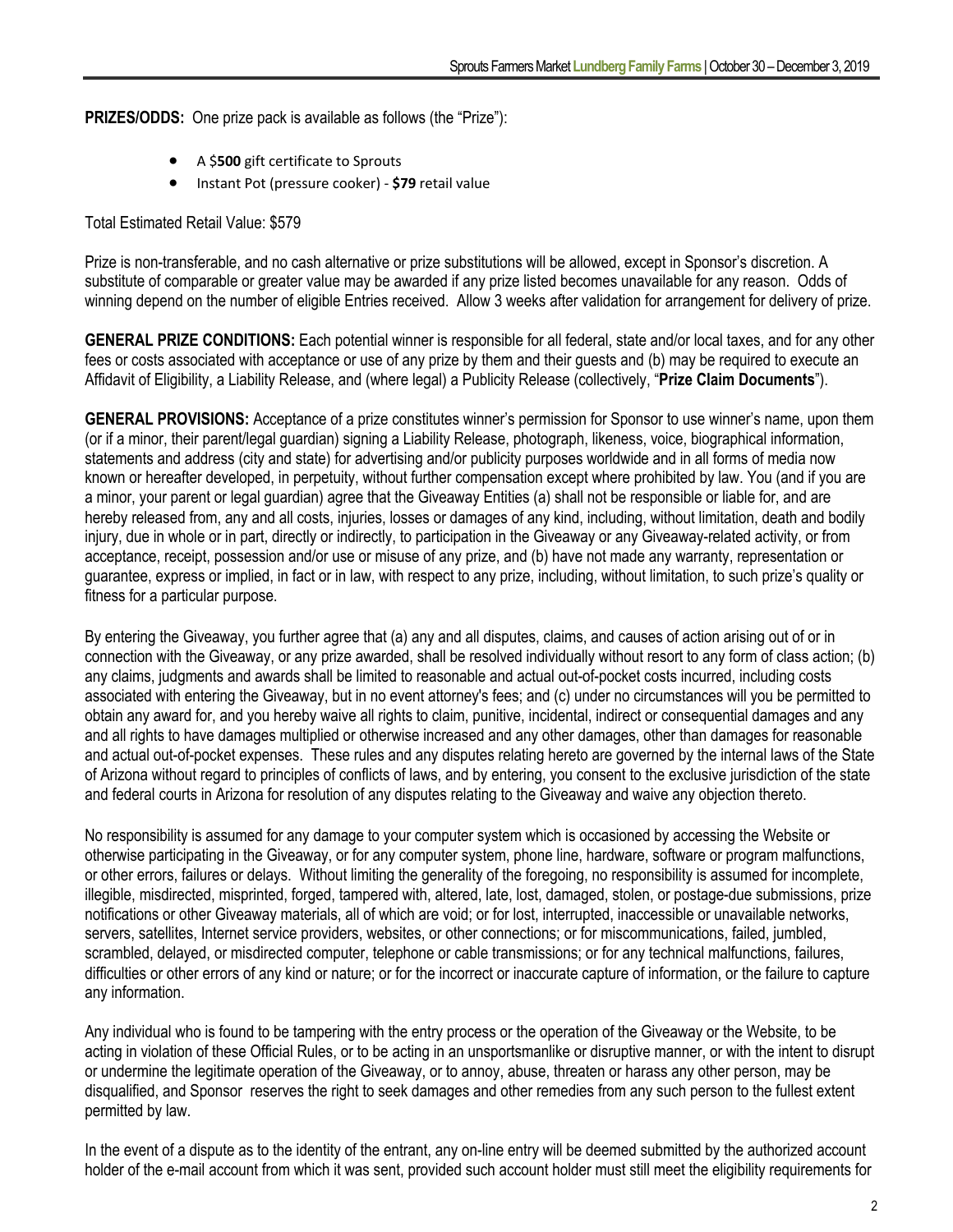**PRIZES/ODDS:** One prize pack is available as follows (the "Prize"):

- A $**500** gift certificate to Sprouts
- Instant Pot (pressure cooker) - **$79** retail value

Total Estimated Retail Value: $579

Prize is non-transferable, and no cash alternative or prize substitutions will be allowed, except in Sponsor's discretion. A substitute of comparable or greater value may be awarded if any prize listed becomes unavailable for any reason. Odds of winning depend on the number of eligible Entries received. Allow 3 weeks after validation for arrangement for delivery of prize.

**GENERAL PRIZE CONDITIONS:** Each potential winner is responsible for all federal, state and/or local taxes, and for any other fees or costs associated with acceptance or use of any prize by them and their guests and (b) may be required to execute an Affidavit of Eligibility, a Liability Release, and (where legal) a Publicity Release (collectively, "**Prize Claim Documents**").

**GENERAL PROVISIONS:** Acceptance of a prize constitutes winner's permission for Sponsor to use winner's name, upon them (or if a minor, their parent/legal guardian) signing a Liability Release, photograph, likeness, voice, biographical information, statements and address (city and state) for advertising and/or publicity purposes worldwide and in all forms of media now known or hereafter developed, in perpetuity, without further compensation except where prohibited by law. You (and if you are a minor, your parent or legal guardian) agree that the Giveaway Entities (a) shall not be responsible or liable for, and are hereby released from, any and all costs, injuries, losses or damages of any kind, including, without limitation, death and bodily injury, due in whole or in part, directly or indirectly, to participation in the Giveaway or any Giveaway-related activity, or from acceptance, receipt, possession and/or use or misuse of any prize, and (b) have not made any warranty, representation or guarantee, express or implied, in fact or in law, with respect to any prize, including, without limitation, to such prize's quality or fitness for a particular purpose.

By entering the Giveaway, you further agree that (a) any and all disputes, claims, and causes of action arising out of or in connection with the Giveaway, or any prize awarded, shall be resolved individually without resort to any form of class action; (b) any claims, judgments and awards shall be limited to reasonable and actual out-of-pocket costs incurred, including costs associated with entering the Giveaway, but in no event attorney's fees; and (c) under no circumstances will you be permitted to obtain any award for, and you hereby waive all rights to claim, punitive, incidental, indirect or consequential damages and any and all rights to have damages multiplied or otherwise increased and any other damages, other than damages for reasonable and actual out-of-pocket expenses. These rules and any disputes relating hereto are governed by the internal laws of the State of Arizona without regard to principles of conflicts of laws, and by entering, you consent to the exclusive jurisdiction of the state and federal courts in Arizona for resolution of any disputes relating to the Giveaway and waive any objection thereto.

No responsibility is assumed for any damage to your computer system which is occasioned by accessing the Website or otherwise participating in the Giveaway, or for any computer system, phone line, hardware, software or program malfunctions, or other errors, failures or delays. Without limiting the generality of the foregoing, no responsibility is assumed for incomplete, illegible, misdirected, misprinted, forged, tampered with, altered, late, lost, damaged, stolen, or postage-due submissions, prize notifications or other Giveaway materials, all of which are void; or for lost, interrupted, inaccessible or unavailable networks, servers, satellites, Internet service providers, websites, or other connections; or for miscommunications, failed, jumbled, scrambled, delayed, or misdirected computer, telephone or cable transmissions; or for any technical malfunctions, failures, difficulties or other errors of any kind or nature; or for the incorrect or inaccurate capture of information, or the failure to capture any information.

Any individual who is found to be tampering with the entry process or the operation of the Giveaway or the Website, to be acting in violation of these Official Rules, or to be acting in an unsportsmanlike or disruptive manner, or with the intent to disrupt or undermine the legitimate operation of the Giveaway, or to annoy, abuse, threaten or harass any other person, may be disqualified, and Sponsor reserves the right to seek damages and other remedies from any such person to the fullest extent permitted by law.

In the event of a dispute as to the identity of the entrant, any on-line entry will be deemed submitted by the authorized account holder of the e-mail account from which it was sent, provided such account holder must still meet the eligibility requirements for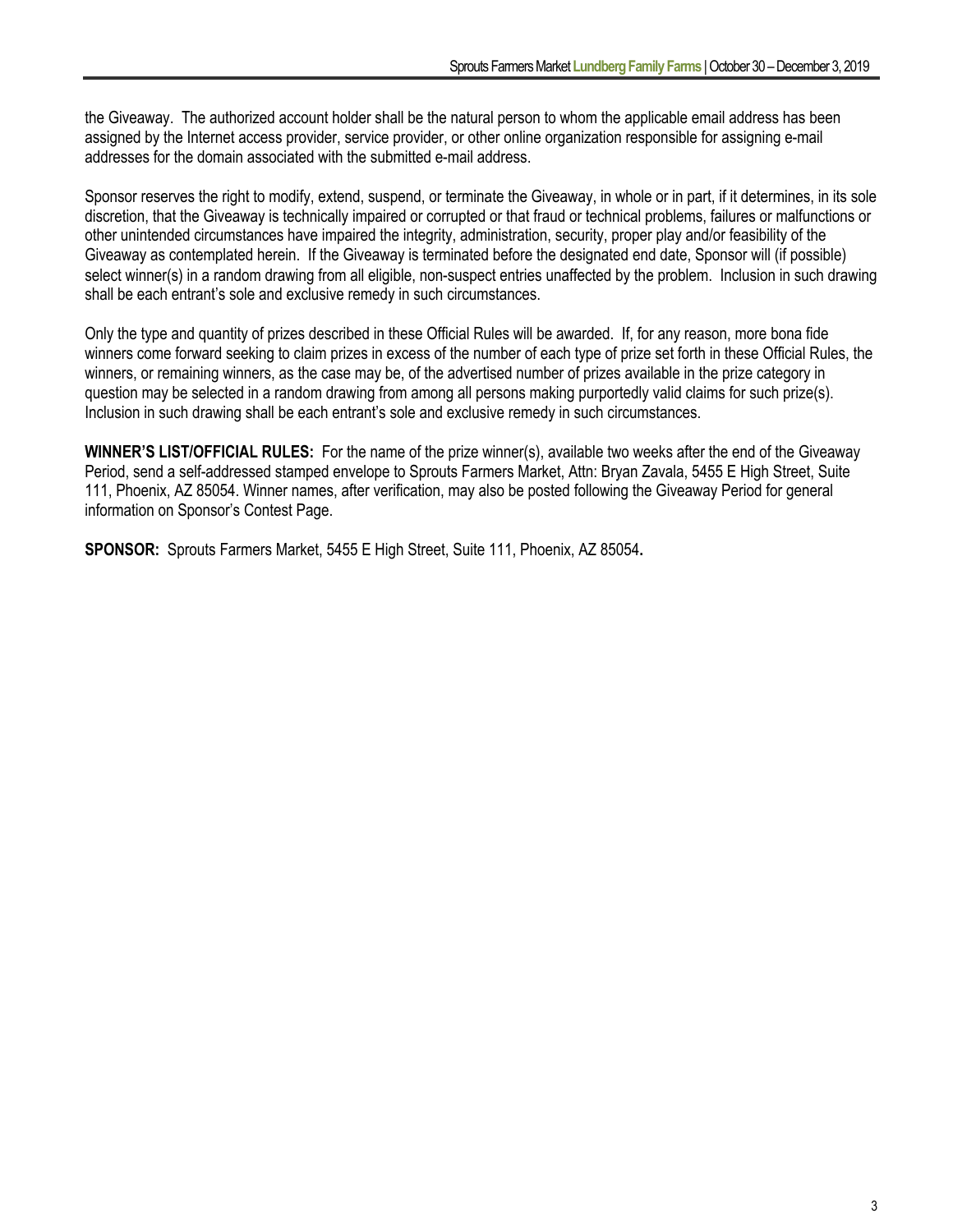the Giveaway. The authorized account holder shall be the natural person to whom the applicable email address has been assigned by the Internet access provider, service provider, or other online organization responsible for assigning e-mail addresses for the domain associated with the submitted e-mail address.

Sponsor reserves the right to modify, extend, suspend, or terminate the Giveaway, in whole or in part, if it determines, in its sole discretion, that the Giveaway is technically impaired or corrupted or that fraud or technical problems, failures or malfunctions or other unintended circumstances have impaired the integrity, administration, security, proper play and/or feasibility of the Giveaway as contemplated herein. If the Giveaway is terminated before the designated end date, Sponsor will (if possible) select winner(s) in a random drawing from all eligible, non-suspect entries unaffected by the problem. Inclusion in such drawing shall be each entrant's sole and exclusive remedy in such circumstances.

Only the type and quantity of prizes described in these Official Rules will be awarded. If, for any reason, more bona fide winners come forward seeking to claim prizes in excess of the number of each type of prize set forth in these Official Rules, the winners, or remaining winners, as the case may be, of the advertised number of prizes available in the prize category in question may be selected in a random drawing from among all persons making purportedly valid claims for such prize(s). Inclusion in such drawing shall be each entrant's sole and exclusive remedy in such circumstances.

**WINNER'S LIST/OFFICIAL RULES:** For the name of the prize winner(s), available two weeks after the end of the Giveaway Period, send a self-addressed stamped envelope to Sprouts Farmers Market, Attn: Bryan Zavala, 5455 E High Street, Suite 111, Phoenix, AZ 85054. Winner names, after verification, may also be posted following the Giveaway Period for general information on Sponsor's Contest Page.

**SPONSOR:** Sprouts Farmers Market, 5455 E High Street, Suite 111, Phoenix, AZ 85054**.**